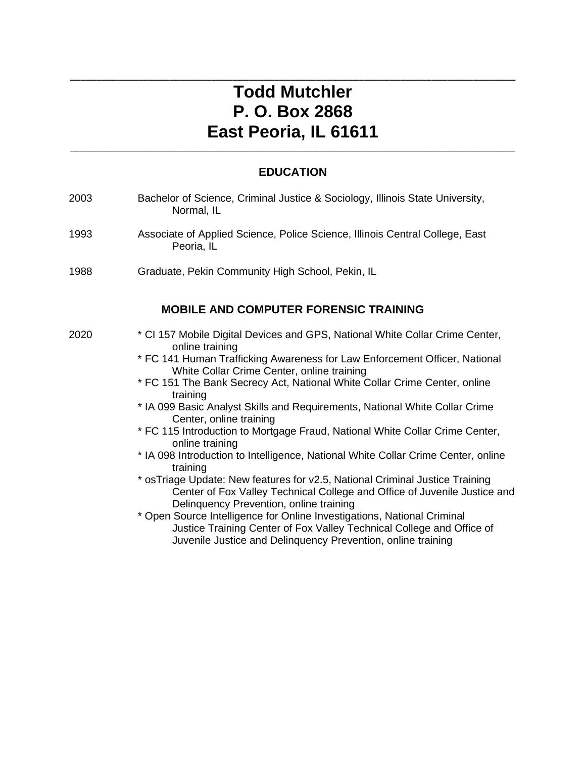---

# Todd Mutchler
# P. O. Box 2868
# East Peoria, IL 61611

---

## EDUCATION

2003 Bachelor of Science, Criminal Justice & Sociology, Illinois State University, Normal, IL

1993 Associate of Applied Science, Police Science, Illinois Central College, East Peoria, IL

1988 Graduate, Pekin Community High School, Pekin, IL

## MOBILE AND COMPUTER FORENSIC TRAINING

2020
* CI 157 Mobile Digital Devices and GPS, National White Collar Crime Center, online training
* FC 141 Human Trafficking Awareness for Law Enforcement Officer, National White Collar Crime Center, online training
* FC 151 The Bank Secrecy Act, National White Collar Crime Center, online training
* IA 099 Basic Analyst Skills and Requirements, National White Collar Crime Center, online training
* FC 115 Introduction to Mortgage Fraud, National White Collar Crime Center, online training
* IA 098 Introduction to Intelligence, National White Collar Crime Center, online training
* osTriage Update: New features for v2.5, National Criminal Justice Training Center of Fox Valley Technical College and Office of Juvenile Justice and Delinquency Prevention, online training
* Open Source Intelligence for Online Investigations, National Criminal Justice Training Center of Fox Valley Technical College and Office of Juvenile Justice and Delinquency Prevention, online training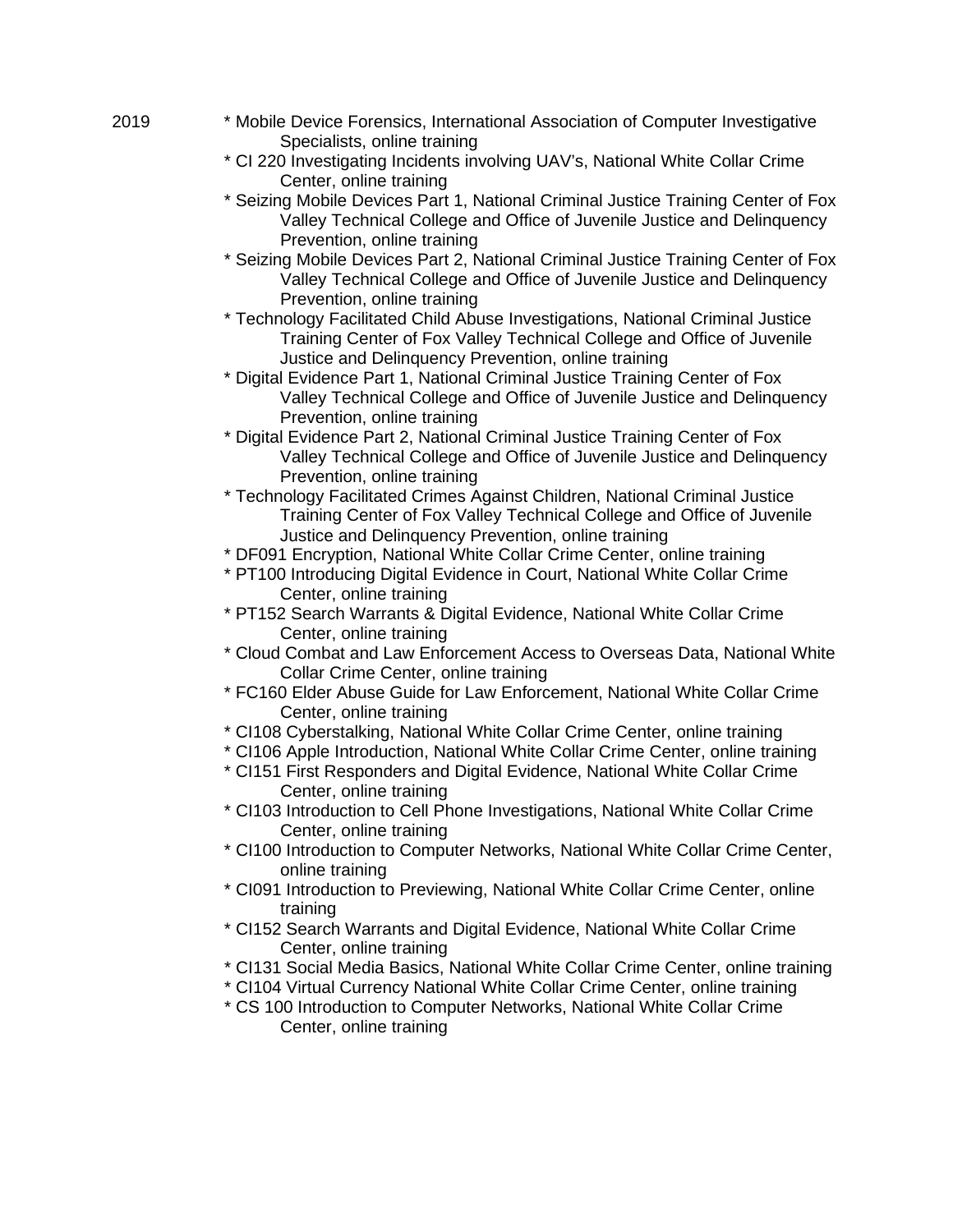2019

* Mobile Device Forensics, International Association of Computer Investigative Specialists, online training
* CI 220 Investigating Incidents involving UAV's, National White Collar Crime Center, online training
* Seizing Mobile Devices Part 1, National Criminal Justice Training Center of Fox Valley Technical College and Office of Juvenile Justice and Delinquency Prevention, online training
* Seizing Mobile Devices Part 2, National Criminal Justice Training Center of Fox Valley Technical College and Office of Juvenile Justice and Delinquency Prevention, online training
* Technology Facilitated Child Abuse Investigations, National Criminal Justice Training Center of Fox Valley Technical College and Office of Juvenile Justice and Delinquency Prevention, online training
* Digital Evidence Part 1, National Criminal Justice Training Center of Fox Valley Technical College and Office of Juvenile Justice and Delinquency Prevention, online training
* Digital Evidence Part 2, National Criminal Justice Training Center of Fox Valley Technical College and Office of Juvenile Justice and Delinquency Prevention, online training
* Technology Facilitated Crimes Against Children, National Criminal Justice Training Center of Fox Valley Technical College and Office of Juvenile Justice and Delinquency Prevention, online training
* DF091 Encryption, National White Collar Crime Center, online training
* PT100 Introducing Digital Evidence in Court, National White Collar Crime Center, online training
* PT152 Search Warrants & Digital Evidence, National White Collar Crime Center, online training
* Cloud Combat and Law Enforcement Access to Overseas Data, National White Collar Crime Center, online training
* FC160 Elder Abuse Guide for Law Enforcement, National White Collar Crime Center, online training
* CI108 Cyberstalking, National White Collar Crime Center, online training
* CI106 Apple Introduction, National White Collar Crime Center, online training
* CI151 First Responders and Digital Evidence, National White Collar Crime Center, online training
* CI103 Introduction to Cell Phone Investigations, National White Collar Crime Center, online training
* CI100 Introduction to Computer Networks, National White Collar Crime Center, online training
* CI091 Introduction to Previewing, National White Collar Crime Center, online training
* CI152 Search Warrants and Digital Evidence, National White Collar Crime Center, online training
* CI131 Social Media Basics, National White Collar Crime Center, online training
* CI104 Virtual Currency National White Collar Crime Center, online training
* CS 100 Introduction to Computer Networks, National White Collar Crime Center, online training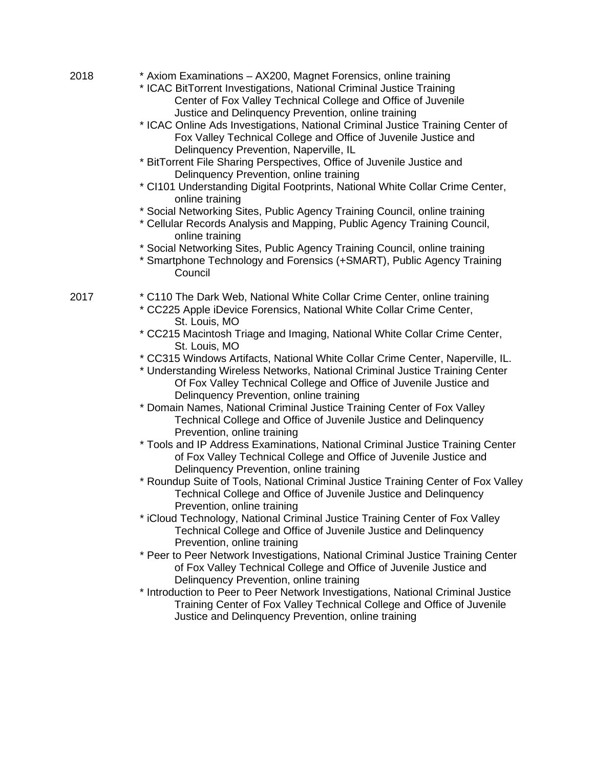2018

* Axiom Examinations – AX200, Magnet Forensics, online training
* ICAC BitTorrent Investigations, National Criminal Justice Training Center of Fox Valley Technical College and Office of Juvenile Justice and Delinquency Prevention, online training
* ICAC Online Ads Investigations, National Criminal Justice Training Center of Fox Valley Technical College and Office of Juvenile Justice and Delinquency Prevention, Naperville, IL
* BitTorrent File Sharing Perspectives, Office of Juvenile Justice and Delinquency Prevention, online training
* CI101 Understanding Digital Footprints, National White Collar Crime Center, online training
* Social Networking Sites, Public Agency Training Council, online training
* Cellular Records Analysis and Mapping, Public Agency Training Council, online training
* Social Networking Sites, Public Agency Training Council, online training
* Smartphone Technology and Forensics (+SMART), Public Agency Training Council

2017

* C110 The Dark Web, National White Collar Crime Center, online training
* CC225 Apple iDevice Forensics, National White Collar Crime Center, St. Louis, MO
* CC215 Macintosh Triage and Imaging, National White Collar Crime Center, St. Louis, MO
* CC315 Windows Artifacts, National White Collar Crime Center, Naperville, IL.
* Understanding Wireless Networks, National Criminal Justice Training Center Of Fox Valley Technical College and Office of Juvenile Justice and Delinquency Prevention, online training
* Domain Names, National Criminal Justice Training Center of Fox Valley Technical College and Office of Juvenile Justice and Delinquency Prevention, online training
* Tools and IP Address Examinations, National Criminal Justice Training Center of Fox Valley Technical College and Office of Juvenile Justice and Delinquency Prevention, online training
* Roundup Suite of Tools, National Criminal Justice Training Center of Fox Valley Technical College and Office of Juvenile Justice and Delinquency Prevention, online training
* iCloud Technology, National Criminal Justice Training Center of Fox Valley Technical College and Office of Juvenile Justice and Delinquency Prevention, online training
* Peer to Peer Network Investigations, National Criminal Justice Training Center of Fox Valley Technical College and Office of Juvenile Justice and Delinquency Prevention, online training
* Introduction to Peer to Peer Network Investigations, National Criminal Justice Training Center of Fox Valley Technical College and Office of Juvenile Justice and Delinquency Prevention, online training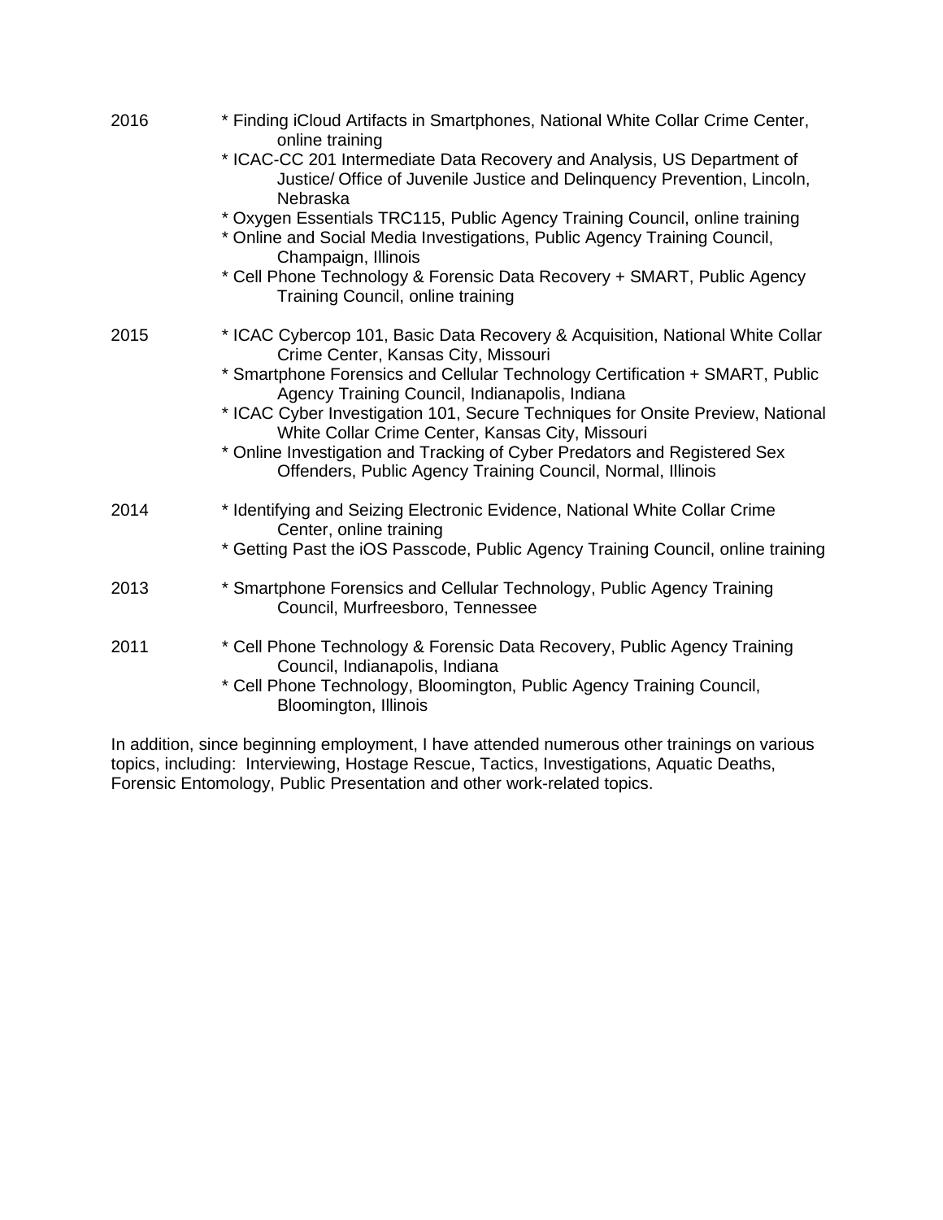2016

* Finding iCloud Artifacts in Smartphones, National White Collar Crime Center, online training
* ICAC-CC 201 Intermediate Data Recovery and Analysis, US Department of Justice/ Office of Juvenile Justice and Delinquency Prevention, Lincoln, Nebraska
* Oxygen Essentials TRC115, Public Agency Training Council, online training
* Online and Social Media Investigations, Public Agency Training Council, Champaign, Illinois
* Cell Phone Technology & Forensic Data Recovery + SMART, Public Agency Training Council, online training

2015

* ICAC Cybercop 101, Basic Data Recovery & Acquisition, National White Collar Crime Center, Kansas City, Missouri
* Smartphone Forensics and Cellular Technology Certification + SMART, Public Agency Training Council, Indianapolis, Indiana
* ICAC Cyber Investigation 101, Secure Techniques for Onsite Preview, National White Collar Crime Center, Kansas City, Missouri
* Online Investigation and Tracking of Cyber Predators and Registered Sex Offenders, Public Agency Training Council, Normal, Illinois

2014

* Identifying and Seizing Electronic Evidence, National White Collar Crime Center, online training
* Getting Past the iOS Passcode, Public Agency Training Council, online training

2013

* Smartphone Forensics and Cellular Technology, Public Agency Training Council, Murfreesboro, Tennessee

2011

* Cell Phone Technology & Forensic Data Recovery, Public Agency Training Council, Indianapolis, Indiana
* Cell Phone Technology, Bloomington, Public Agency Training Council, Bloomington, Illinois

In addition, since beginning employment, I have attended numerous other trainings on various topics, including: Interviewing, Hostage Rescue, Tactics, Investigations, Aquatic Deaths, Forensic Entomology, Public Presentation and other work-related topics.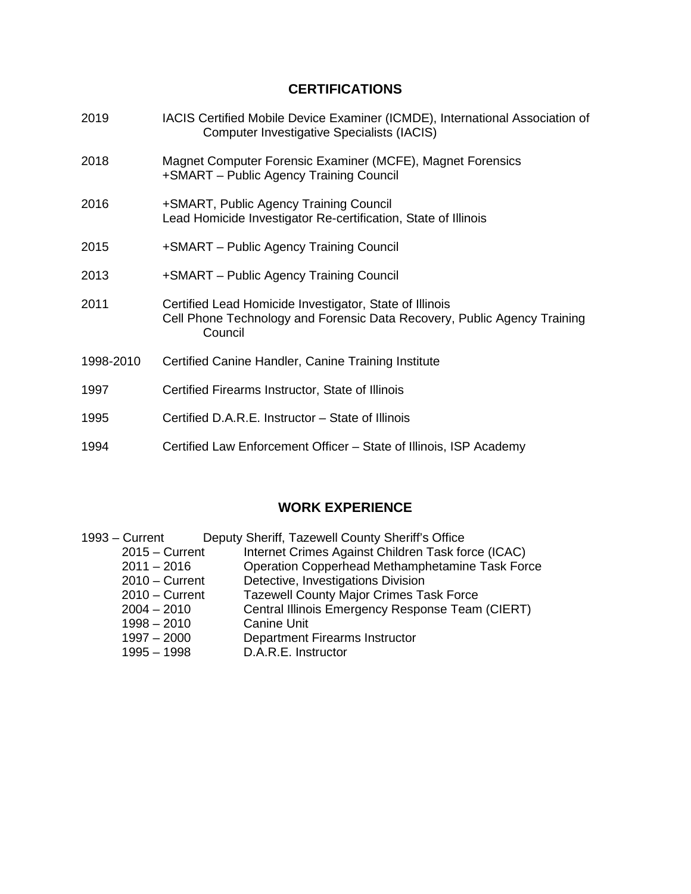## CERTIFICATIONS

2019 IACIS Certified Mobile Device Examiner (ICMDE), International Association of Computer Investigative Specialists (IACIS)

2018 Magnet Computer Forensic Examiner (MCFE), Magnet Forensics
+SMART – Public Agency Training Council

2016 +SMART, Public Agency Training Council
Lead Homicide Investigator Re-certification, State of Illinois

2015 +SMART – Public Agency Training Council

2013 +SMART – Public Agency Training Council

2011 Certified Lead Homicide Investigator, State of Illinois
Cell Phone Technology and Forensic Data Recovery, Public Agency Training Council

1998-2010 Certified Canine Handler, Canine Training Institute

1997 Certified Firearms Instructor, State of Illinois

1995 Certified D.A.R.E. Instructor – State of Illinois

1994 Certified Law Enforcement Officer – State of Illinois, ISP Academy

## WORK EXPERIENCE

1993 – Current Deputy Sheriff, Tazewell County Sheriff's Office

- 2015 – Current Internet Crimes Against Children Task force (ICAC)
- 2011 – 2016 Operation Copperhead Methamphetamine Task Force
- 2010 – Current Detective, Investigations Division
- 2010 – Current Tazewell County Major Crimes Task Force
- 2004 – 2010 Central Illinois Emergency Response Team (CIERT)
- 1998 – 2010 Canine Unit
- 1997 – 2000 Department Firearms Instructor
- 1995 – 1998 D.A.R.E. Instructor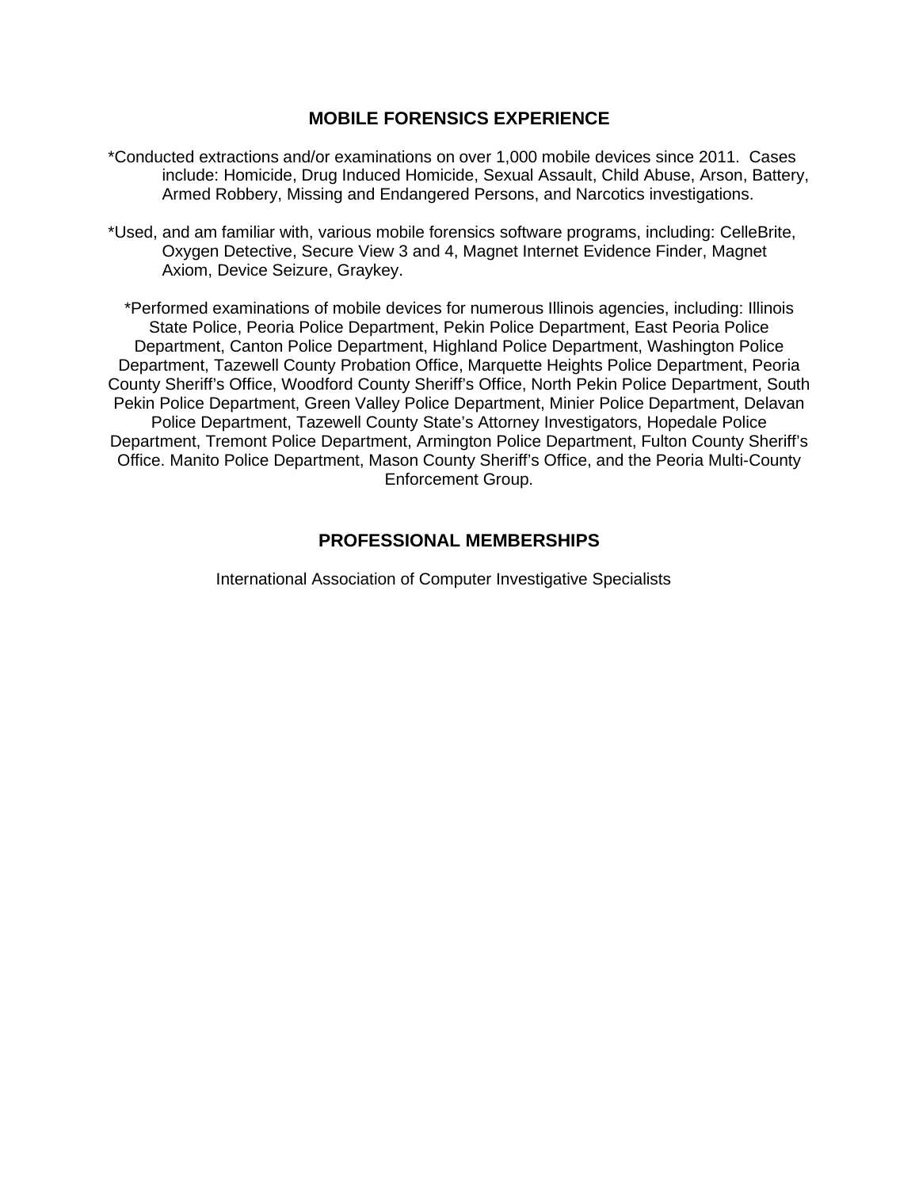## MOBILE FORENSICS EXPERIENCE

*Conducted extractions and/or examinations on over 1,000 mobile devices since 2011. Cases include: Homicide, Drug Induced Homicide, Sexual Assault, Child Abuse, Arson, Battery, Armed Robbery, Missing and Endangered Persons, and Narcotics investigations.

*Used, and am familiar with, various mobile forensics software programs, including: CelleBrite, Oxygen Detective, Secure View 3 and 4, Magnet Internet Evidence Finder, Magnet Axiom, Device Seizure, Graykey.

*Performed examinations of mobile devices for numerous Illinois agencies, including: Illinois State Police, Peoria Police Department, Pekin Police Department, East Peoria Police Department, Canton Police Department, Highland Police Department, Washington Police Department, Tazewell County Probation Office, Marquette Heights Police Department, Peoria County Sheriff's Office, Woodford County Sheriff's Office, North Pekin Police Department, South Pekin Police Department, Green Valley Police Department, Minier Police Department, Delavan Police Department, Tazewell County State's Attorney Investigators, Hopedale Police Department, Tremont Police Department, Armington Police Department, Fulton County Sheriff's Office. Manito Police Department, Mason County Sheriff's Office, and the Peoria Multi-County Enforcement Group.

## PROFESSIONAL MEMBERSHIPS

International Association of Computer Investigative Specialists